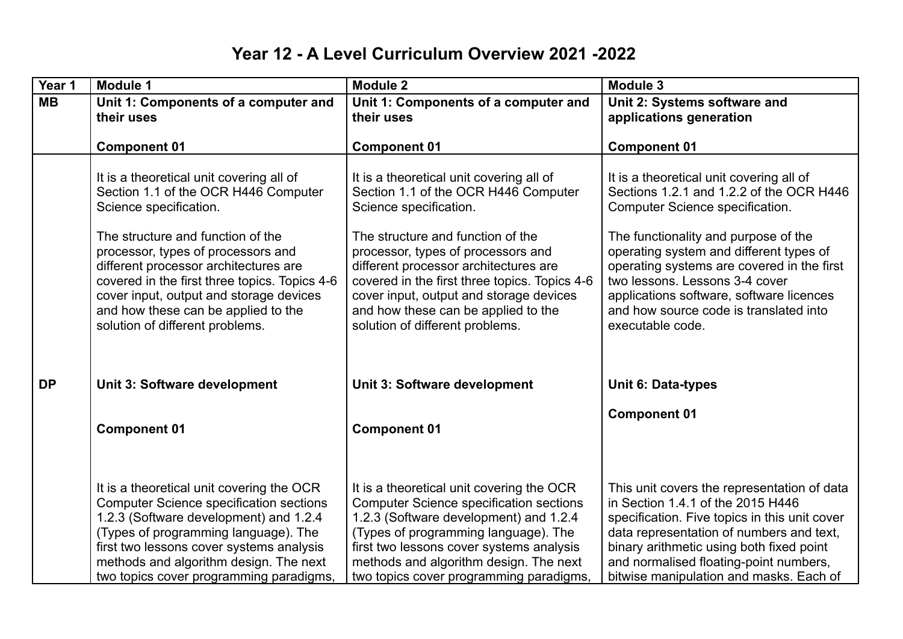# Year 12 - A Level Curriculum Overview 2021 -2022

| Year 1 | Module 1 | Module 2 | Module 3 |
|---|---|---|---|
| **MB** | **Unit 1: Components of a computer and their uses**<br><br>**Component 01** | **Unit 1: Components of a computer and their uses**<br><br>**Component 01** | **Unit 2: Systems software and applications generation**<br><br>**Component 01** |
| | It is a theoretical unit covering all of Section 1.1 of the OCR H446 Computer Science specification.<br><br>The structure and function of the processor, types of processors and different processor architectures are covered in the first three topics. Topics 4-6 cover input, output and storage devices and how these can be applied to the solution of different problems. | It is a theoretical unit covering all of Section 1.1 of the OCR H446 Computer Science specification.<br><br>The structure and function of the processor, types of processors and different processor architectures are covered in the first three topics. Topics 4-6 cover input, output and storage devices and how these can be applied to the solution of different problems. | It is a theoretical unit covering all of Sections 1.2.1 and 1.2.2 of the OCR H446 Computer Science specification.<br><br>The functionality and purpose of the operating system and different types of operating systems are covered in the first two lessons. Lessons 3-4 cover applications software, software licences and how source code is translated into executable code. |
| **DP** | **Unit 3: Software development**<br><br>**Component 01**<br><br>It is a theoretical unit covering the OCR Computer Science specification sections 1.2.3 (Software development) and 1.2.4 (Types of programming language). The first two lessons cover systems analysis methods and algorithm design. The next two topics cover programming paradigms, | **Unit 3: Software development**<br><br>**Component 01**<br><br>It is a theoretical unit covering the OCR Computer Science specification sections 1.2.3 (Software development) and 1.2.4 (Types of programming language). The first two lessons cover systems analysis methods and algorithm design. The next two topics cover programming paradigms, | **Unit 6: Data-types**<br><br>**Component 01**<br><br>This unit covers the representation of data in Section 1.4.1 of the 2015 H446 specification. Five topics in this unit cover data representation of numbers and text, binary arithmetic using both fixed point and normalised floating-point numbers, bitwise manipulation and masks. Each of |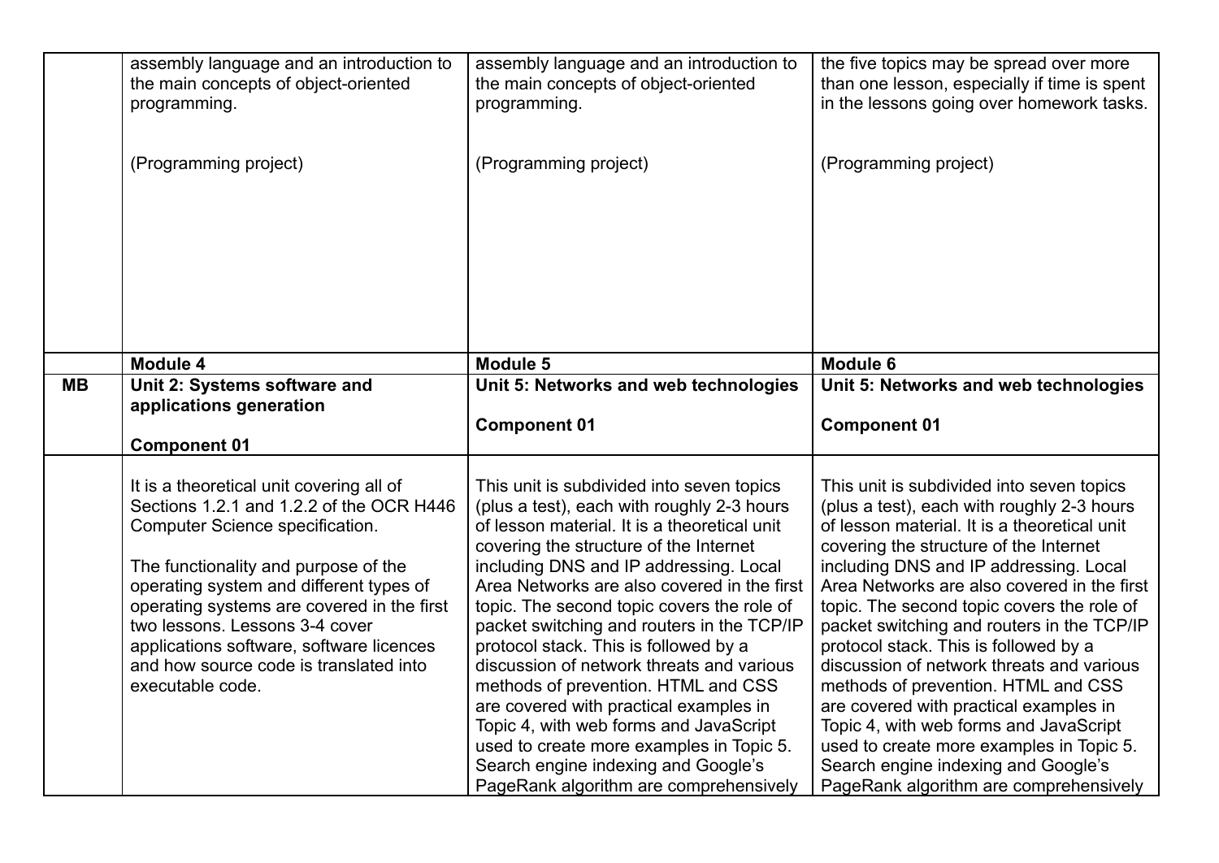| | | | |
|---|---|---|---|
| | assembly language and an introduction to the main concepts of object-oriented programming.<br><br>(Programming project) | assembly language and an introduction to the main concepts of object-oriented programming.<br><br>(Programming project) | the five topics may be spread over more than one lesson, especially if time is spent in the lessons going over homework tasks.<br><br>(Programming project) |
| | **Module 4** | **Module 5** | **Module 6** |
| **MB** | **Unit 2: Systems software and applications generation**<br><br>**Component 01** | **Unit 5: Networks and web technologies**<br><br>**Component 01** | **Unit 5: Networks and web technologies**<br><br>**Component 01** |
| | It is a theoretical unit covering all of Sections 1.2.1 and 1.2.2 of the OCR H446 Computer Science specification.<br><br>The functionality and purpose of the operating system and different types of operating systems are covered in the first two lessons. Lessons 3-4 cover applications software, software licences and how source code is translated into executable code. | This unit is subdivided into seven topics (plus a test), each with roughly 2-3 hours of lesson material. It is a theoretical unit covering the structure of the Internet including DNS and IP addressing. Local Area Networks are also covered in the first topic. The second topic covers the role of packet switching and routers in the TCP/IP protocol stack. This is followed by a discussion of network threats and various methods of prevention. HTML and CSS are covered with practical examples in Topic 4, with web forms and JavaScript used to create more examples in Topic 5. Search engine indexing and Google's PageRank algorithm are comprehensively | This unit is subdivided into seven topics (plus a test), each with roughly 2-3 hours of lesson material. It is a theoretical unit covering the structure of the Internet including DNS and IP addressing. Local Area Networks are also covered in the first topic. The second topic covers the role of packet switching and routers in the TCP/IP protocol stack. This is followed by a discussion of network threats and various methods of prevention. HTML and CSS are covered with practical examples in Topic 4, with web forms and JavaScript used to create more examples in Topic 5. Search engine indexing and Google's PageRank algorithm are comprehensively |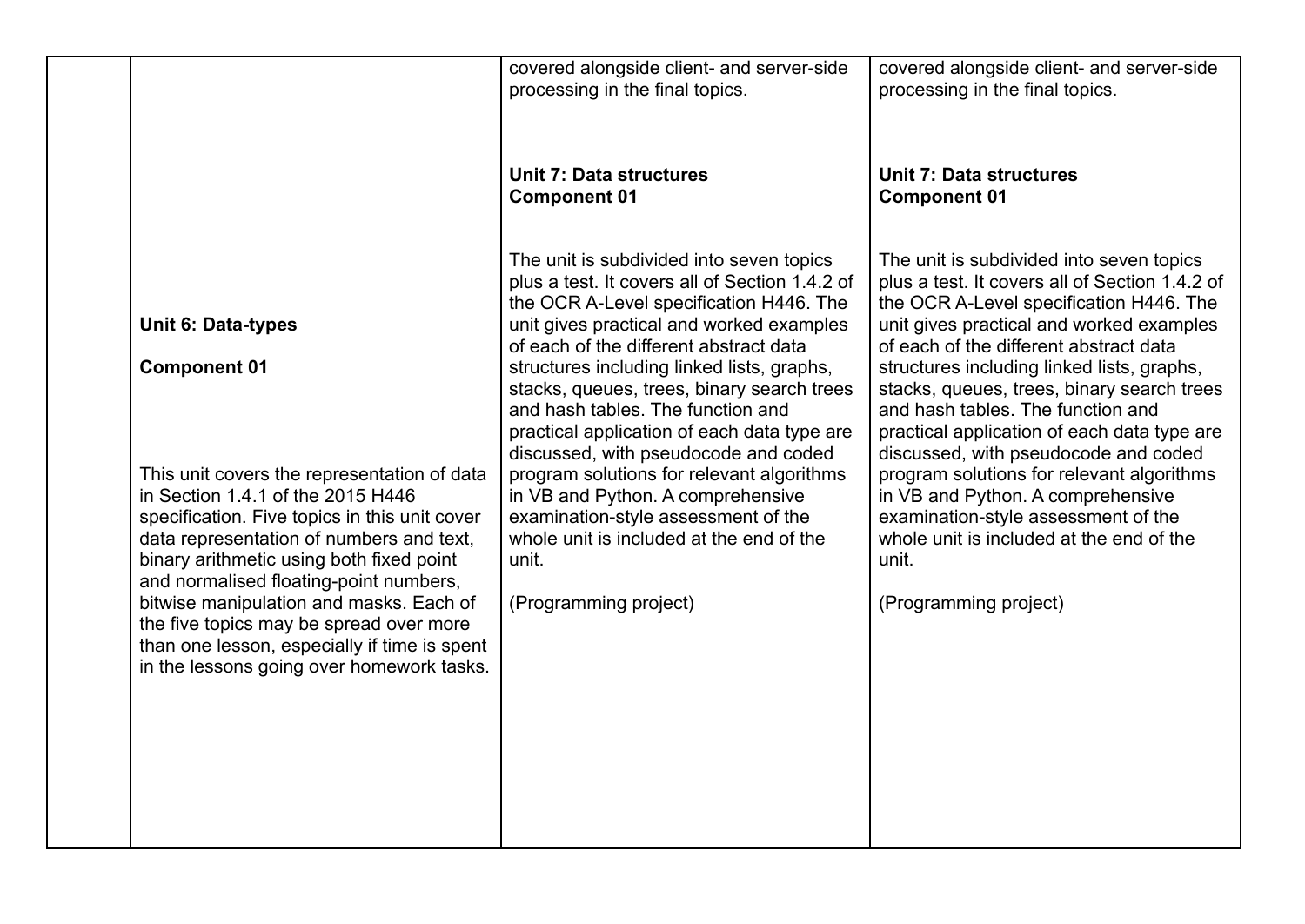| | | | |
|---|---|---|---|
| | **Unit 6: Data-types**<br><br>**Component 01**<br><br>This unit covers the representation of data in Section 1.4.1 of the 2015 H446 specification. Five topics in this unit cover data representation of numbers and text, binary arithmetic using both fixed point and normalised floating-point numbers, bitwise manipulation and masks. Each of the five topics may be spread over more than one lesson, especially if time is spent in the lessons going over homework tasks. | covered alongside client- and server-side processing in the final topics.<br><br>**Unit 7: Data structures**<br>**Component 01**<br><br>The unit is subdivided into seven topics plus a test. It covers all of Section 1.4.2 of the OCR A-Level specification H446. The unit gives practical and worked examples of each of the different abstract data structures including linked lists, graphs, stacks, queues, trees, binary search trees and hash tables. The function and practical application of each data type are discussed, with pseudocode and coded program solutions for relevant algorithms in VB and Python. A comprehensive examination-style assessment of the whole unit is included at the end of the unit.<br><br>(Programming project) | covered alongside client- and server-side processing in the final topics.<br><br>**Unit 7: Data structures**<br>**Component 01**<br><br>The unit is subdivided into seven topics plus a test. It covers all of Section 1.4.2 of the OCR A-Level specification H446. The unit gives practical and worked examples of each of the different abstract data structures including linked lists, graphs, stacks, queues, trees, binary search trees and hash tables. The function and practical application of each data type are discussed, with pseudocode and coded program solutions for relevant algorithms in VB and Python. A comprehensive examination-style assessment of the whole unit is included at the end of the unit.<br><br>(Programming project) |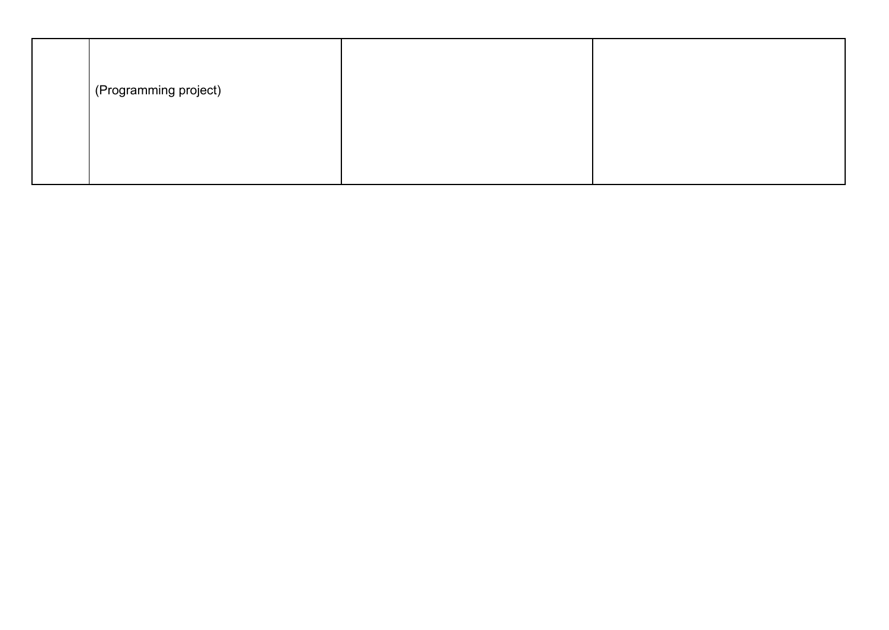| | | | |
|---|---|---|---|
| | (Programming project) | | |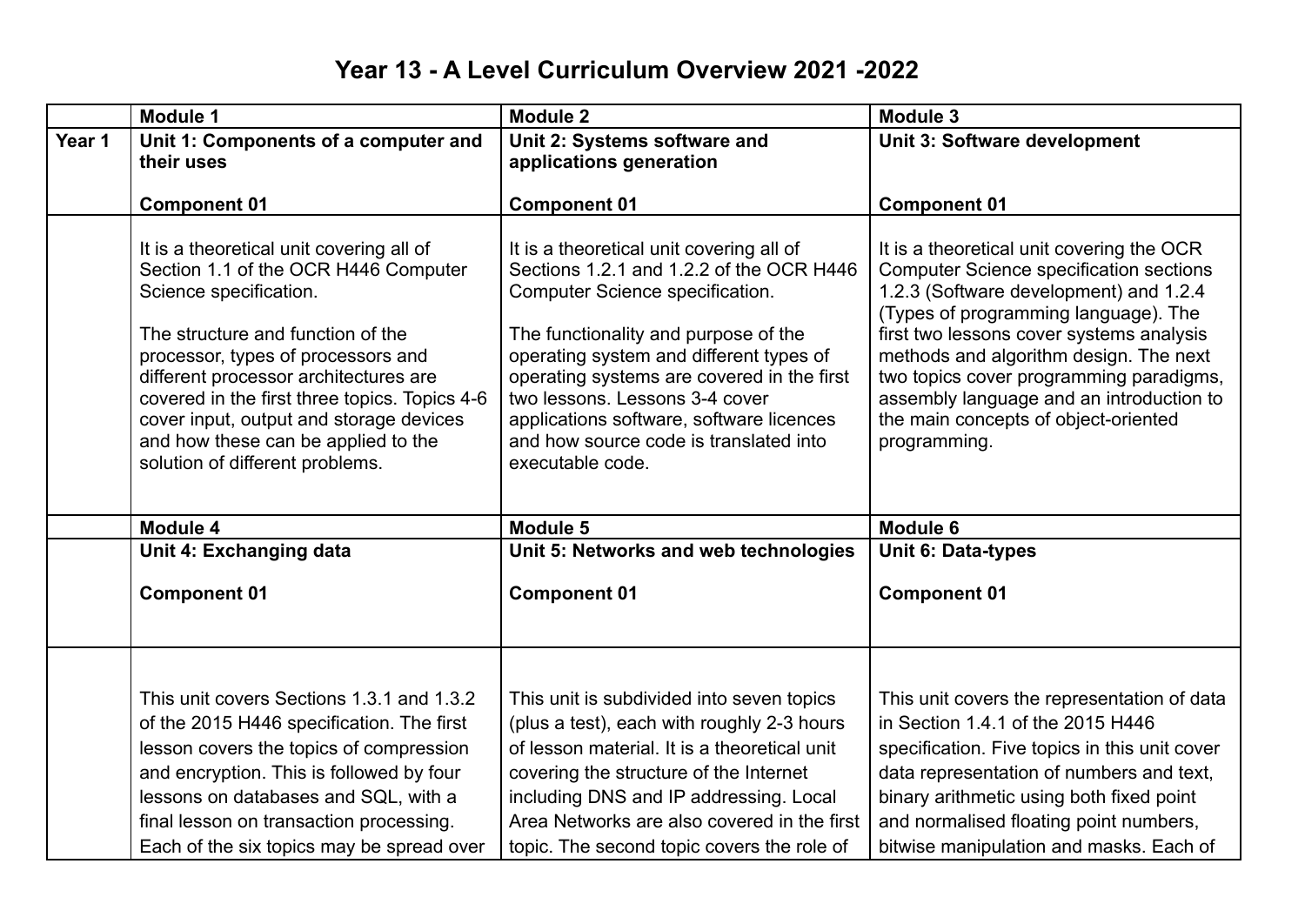# Year 13 - A Level Curriculum Overview 2021 -2022

| | Module 1 | Module 2 | Module 3 |
|---|---|---|---|
| Year 1 | **Unit 1: Components of a computer and their uses**<br><br>**Component 01** | **Unit 2: Systems software and applications generation**<br><br>**Component 01** | **Unit 3: Software development**<br><br>**Component 01** |
| | It is a theoretical unit covering all of Section 1.1 of the OCR H446 Computer Science specification.<br><br>The structure and function of the processor, types of processors and different processor architectures are covered in the first three topics. Topics 4-6 cover input, output and storage devices and how these can be applied to the solution of different problems. | It is a theoretical unit covering all of Sections 1.2.1 and 1.2.2 of the OCR H446 Computer Science specification.<br><br>The functionality and purpose of the operating system and different types of operating systems are covered in the first two lessons. Lessons 3-4 cover applications software, software licences and how source code is translated into executable code. | It is a theoretical unit covering the OCR Computer Science specification sections 1.2.3 (Software development) and 1.2.4 (Types of programming language). The first two lessons cover systems analysis methods and algorithm design. The next two topics cover programming paradigms, assembly language and an introduction to the main concepts of object-oriented programming. |
| | **Module 4** | **Module 5** | **Module 6** |
| | **Unit 4: Exchanging data**<br><br>**Component 01** | **Unit 5: Networks and web technologies**<br><br>**Component 01** | **Unit 6: Data-types**<br><br>**Component 01** |
| | This unit covers Sections 1.3.1 and 1.3.2 of the 2015 H446 specification. The first lesson covers the topics of compression and encryption. This is followed by four lessons on databases and SQL, with a final lesson on transaction processing. Each of the six topics may be spread over | This unit is subdivided into seven topics (plus a test), each with roughly 2-3 hours of lesson material. It is a theoretical unit covering the structure of the Internet including DNS and IP addressing. Local Area Networks are also covered in the first topic. The second topic covers the role of | This unit covers the representation of data in Section 1.4.1 of the 2015 H446 specification. Five topics in this unit cover data representation of numbers and text, binary arithmetic using both fixed point and normalised floating point numbers, bitwise manipulation and masks. Each of |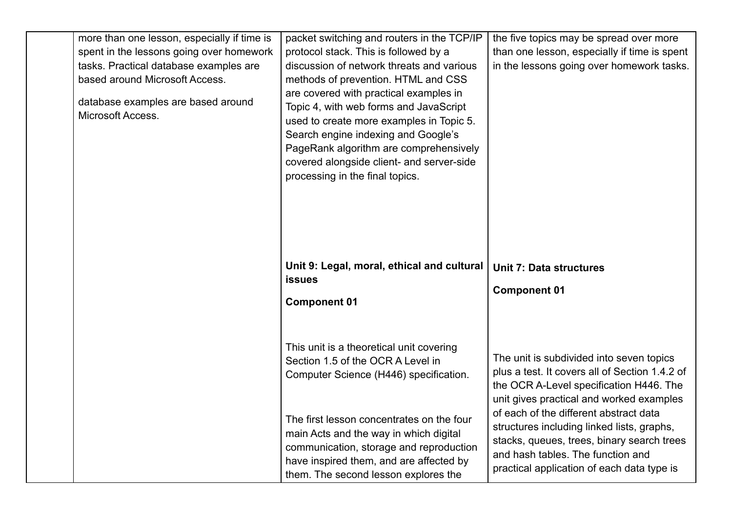|  |  |  |  |
|---|---|---|---|
|  | more than one lesson, especially if time is spent in the lessons going over homework tasks. Practical database examples are based around Microsoft Access.<br><br>database examples are based around Microsoft Access. | packet switching and routers in the TCP/IP protocol stack. This is followed by a discussion of network threats and various methods of prevention. HTML and CSS are covered with practical examples in Topic 4, with web forms and JavaScript used to create more examples in Topic 5. Search engine indexing and Google's PageRank algorithm are comprehensively covered alongside client- and server-side processing in the final topics.<br><br>**Unit 9: Legal, moral, ethical and cultural issues**<br><br>**Component 01**<br><br>This unit is a theoretical unit covering Section 1.5 of the OCR A Level in Computer Science (H446) specification.<br><br>The first lesson concentrates on the four main Acts and the way in which digital communication, storage and reproduction have inspired them, and are affected by them. The second lesson explores the | the five topics may be spread over more than one lesson, especially if time is spent in the lessons going over homework tasks.<br><br>**Unit 7: Data structures**<br><br>**Component 01**<br><br>The unit is subdivided into seven topics plus a test. It covers all of Section 1.4.2 of the OCR A-Level specification H446. The unit gives practical and worked examples of each of the different abstract data structures including linked lists, graphs, stacks, queues, trees, binary search trees and hash tables. The function and practical application of each data type is |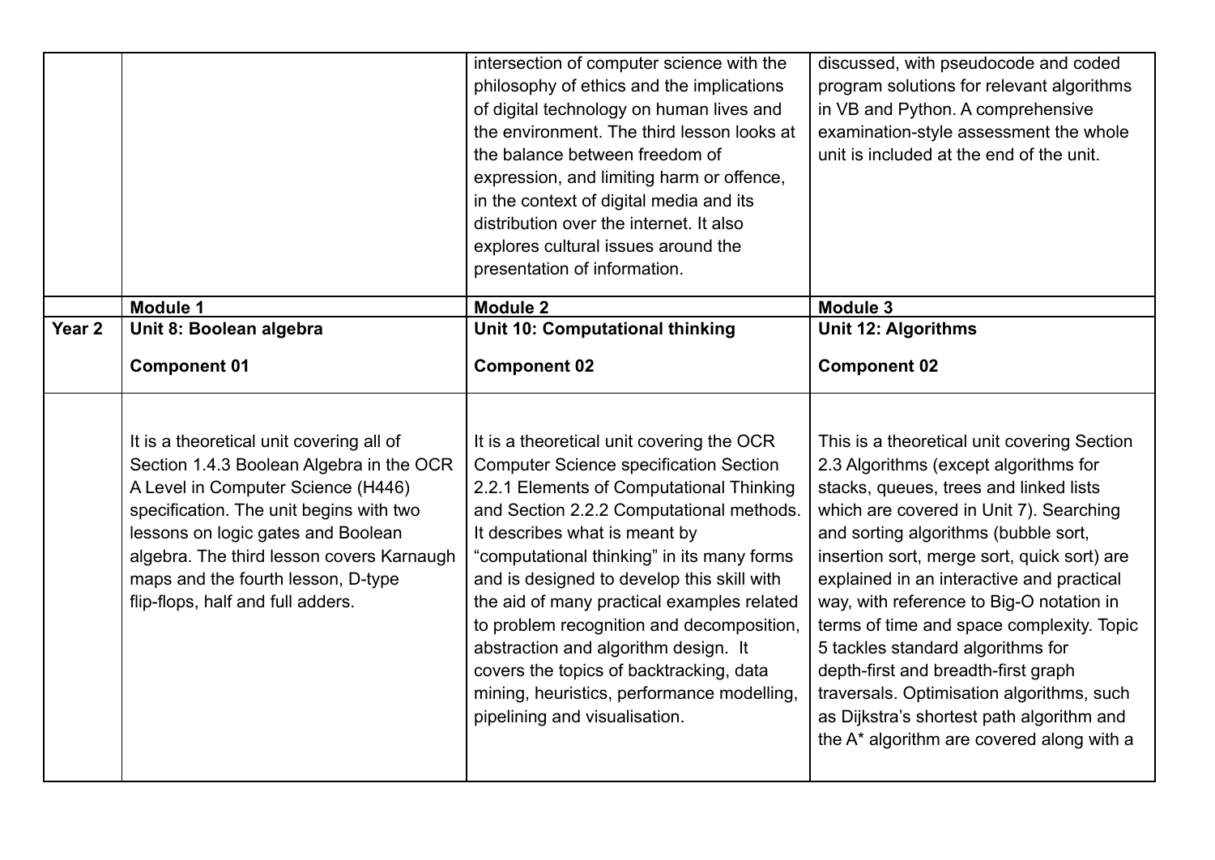| | | | |
|---|---|---|---|
| | | intersection of computer science with the philosophy of ethics and the implications of digital technology on human lives and the environment. The third lesson looks at the balance between freedom of expression, and limiting harm or offence, in the context of digital media and its distribution over the internet. It also explores cultural issues around the presentation of information. | discussed, with pseudocode and coded program solutions for relevant algorithms in VB and Python. A comprehensive examination-style assessment the whole unit is included at the end of the unit. |
| | **Module 1** | **Module 2** | **Module 3** |
| **Year 2** | **Unit 8: Boolean algebra**<br><br>**Component 01** | **Unit 10: Computational thinking**<br><br>**Component 02** | **Unit 12: Algorithms**<br><br>**Component 02** |
| | It is a theoretical unit covering all of Section 1.4.3 Boolean Algebra in the OCR A Level in Computer Science (H446) specification. The unit begins with two lessons on logic gates and Boolean algebra. The third lesson covers Karnaugh maps and the fourth lesson, D-type flip-flops, half and full adders. | It is a theoretical unit covering the OCR Computer Science specification Section 2.2.1 Elements of Computational Thinking and Section 2.2.2 Computational methods. It describes what is meant by "computational thinking" in its many forms and is designed to develop this skill with the aid of many practical examples related to problem recognition and decomposition, abstraction and algorithm design. It covers the topics of backtracking, data mining, heuristics, performance modelling, pipelining and visualisation. | This is a theoretical unit covering Section 2.3 Algorithms (except algorithms for stacks, queues, trees and linked lists which are covered in Unit 7). Searching and sorting algorithms (bubble sort, insertion sort, merge sort, quick sort) are explained in an interactive and practical way, with reference to Big-O notation in terms of time and space complexity. Topic 5 tackles standard algorithms for depth-first and breadth-first graph traversals. Optimisation algorithms, such as Dijkstra's shortest path algorithm and the A* algorithm are covered along with a |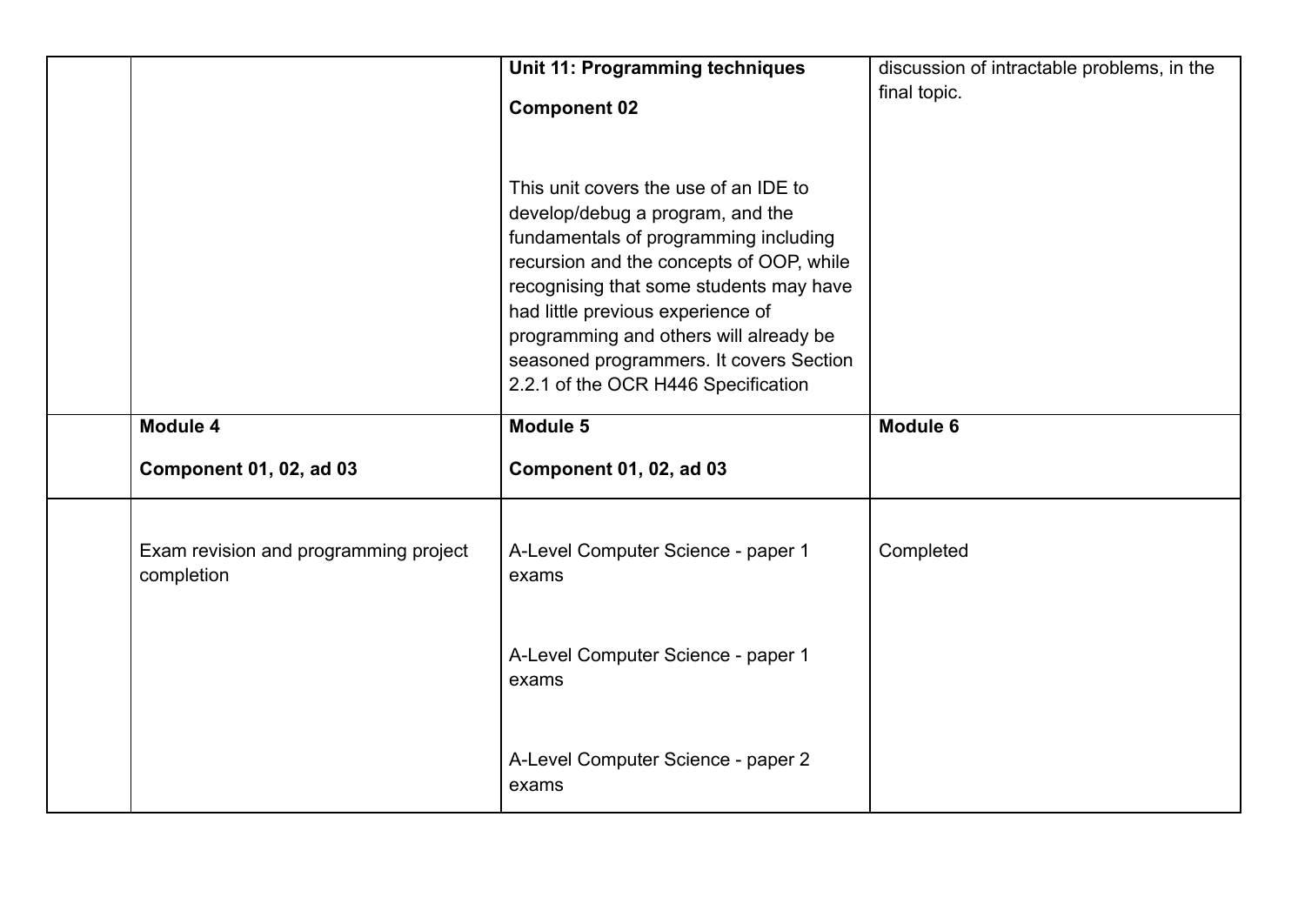| | | | |
|---|---|---|---|
| | | **Unit 11: Programming techniques**<br><br>**Component 02**<br><br>This unit covers the use of an IDE to develop/debug a program, and the fundamentals of programming including recursion and the concepts of OOP, while recognising that some students may have had little previous experience of programming and others will already be seasoned programmers. It covers Section 2.2.1 of the OCR H446 Specification | discussion of intractable problems, in the final topic. |
| | **Module 4**<br><br>**Component 01, 02, ad 03** | **Module 5**<br><br>**Component 01, 02, ad 03** | **Module 6** |
| | Exam revision and programming project completion | A-Level Computer Science - paper 1 exams<br><br>A-Level Computer Science - paper 1 exams<br><br>A-Level Computer Science - paper 2 exams | Completed |